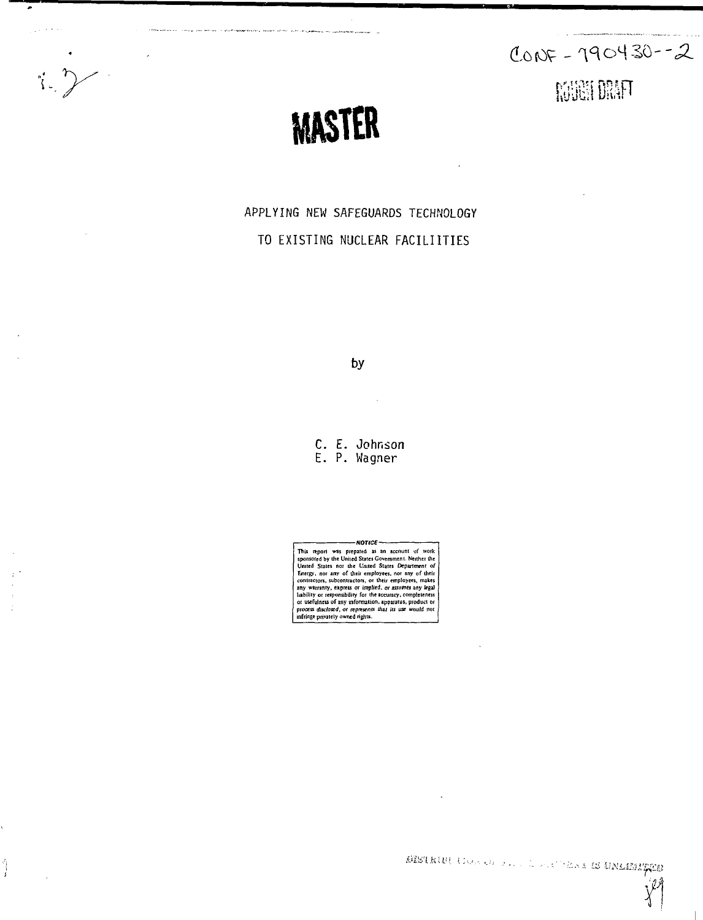CONF-790430--2

ROUGH DRAFT

# MASTER

## APPLYING NEW SAFEGUARDS TECHNOLOGY TO EXISTING NUCLEAR FACILIITIES

by

C. E. Johnson
E. P. Wagner

**NOTICE**

This report was prepared as an account of work sponsored by the United States Government. Neither the United States nor the United States Department of Energy, nor any of their employees, nor any of their contractors, subcontractors, or their employees, makes any warranty, express or implied, or assumes any legal liability or responsibility for the accuracy, completeness or usefulness of any information, apparatus, product or process disclosed, or represents that its use would not infringe privately owned rights.

DISTRIBUTION OF THIS DOCUMENT IS UNLIMITED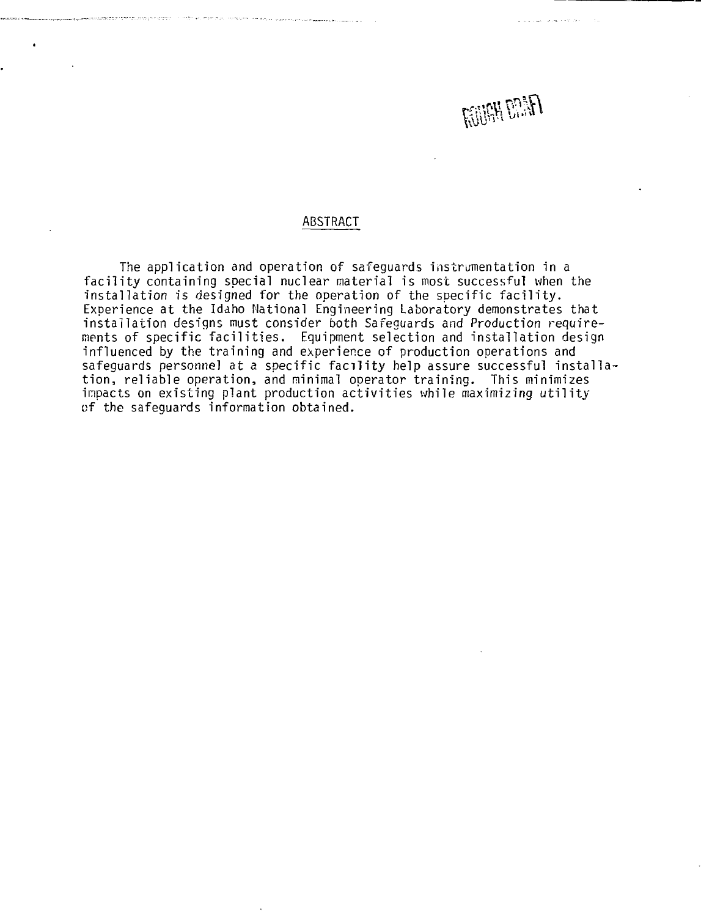ROUGH DRAFT

## ABSTRACT

The application and operation of safeguards instrumentation in a facility containing special nuclear material is most successful when the installation is designed for the operation of the specific facility. Experience at the Idaho National Engineering Laboratory demonstrates that installation designs must consider both Safeguards and Production requirements of specific facilities. Equipment selection and installation design influenced by the training and experience of production operations and safeguards personnel at a specific facility help assure successful installation, reliable operation, and minimal operator training. This minimizes impacts on existing plant production activities while maximizing utility of the safeguards information obtained.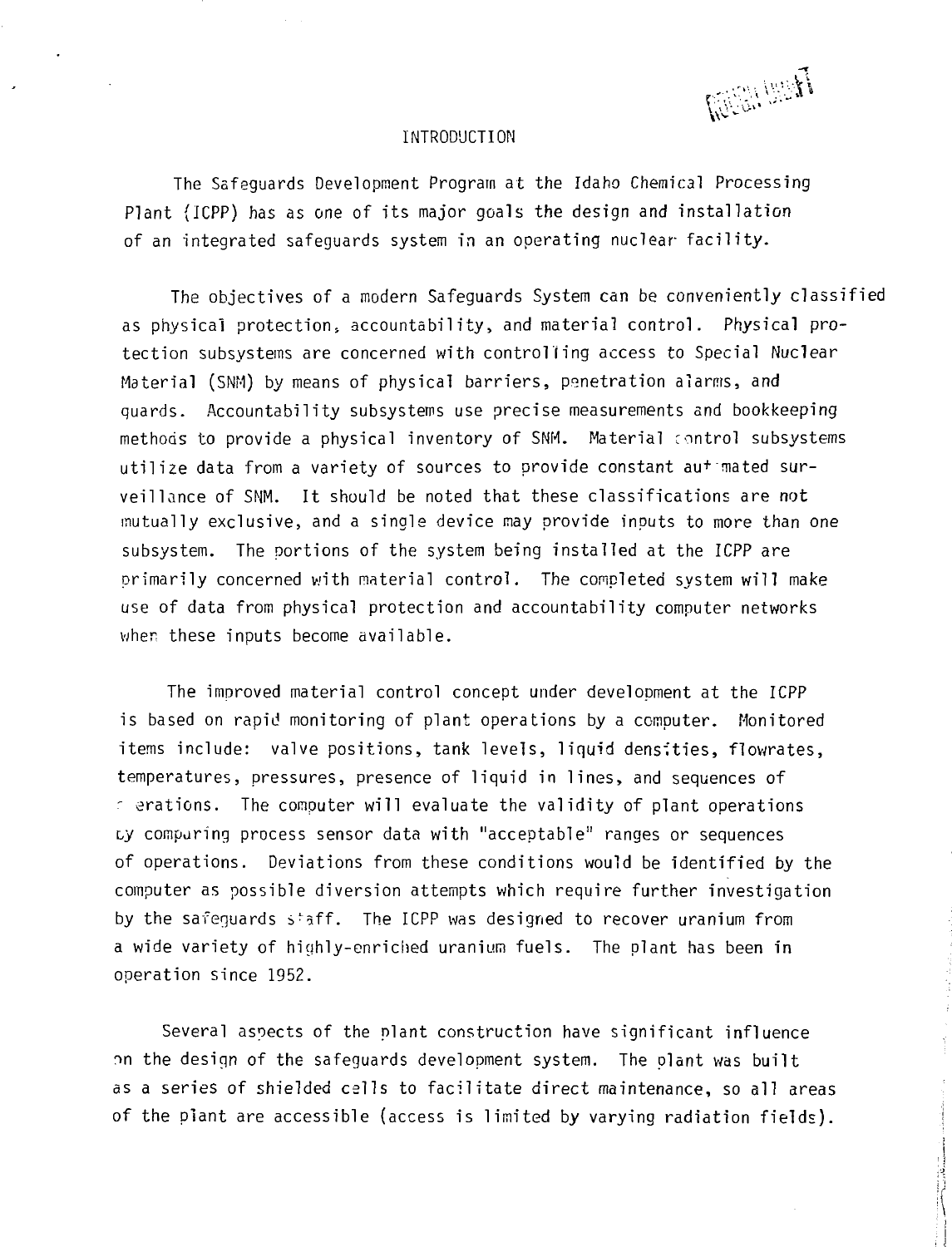# INTRODUCTION

The Safeguards Development Program at the Idaho Chemical Processing Plant (ICPP) has as one of its major goals the design and installation of an integrated safeguards system in an operating nuclear facility.

The objectives of a modern Safeguards System can be conveniently classified as physical protection, accountability, and material control. Physical protection subsystems are concerned with controlling access to Special Nuclear Material (SNM) by means of physical barriers, penetration alarms, and guards. Accountability subsystems use precise measurements and bookkeeping methods to provide a physical inventory of SNM. Material control subsystems utilize data from a variety of sources to provide constant automated surveillance of SNM. It should be noted that these classifications are not mutually exclusive, and a single device may provide inputs to more than one subsystem. The portions of the system being installed at the ICPP are primarily concerned with material control. The completed system will make use of data from physical protection and accountability computer networks when these inputs become available.

The improved material control concept under development at the ICPP is based on rapid monitoring of plant operations by a computer. Monitored items include: valve positions, tank levels, liquid densities, flowrates, temperatures, pressures, presence of liquid in lines, and sequences of operations. The computer will evaluate the validity of plant operations by comparing process sensor data with "acceptable" ranges or sequences of operations. Deviations from these conditions would be identified by the computer as possible diversion attempts which require further investigation by the safeguards staff. The ICPP was designed to recover uranium from a wide variety of highly-enriched uranium fuels. The plant has been in operation since 1952.

Several aspects of the plant construction have significant influence on the design of the safeguards development system. The plant was built as a series of shielded cells to facilitate direct maintenance, so all areas of the plant are accessible (access is limited by varying radiation fields).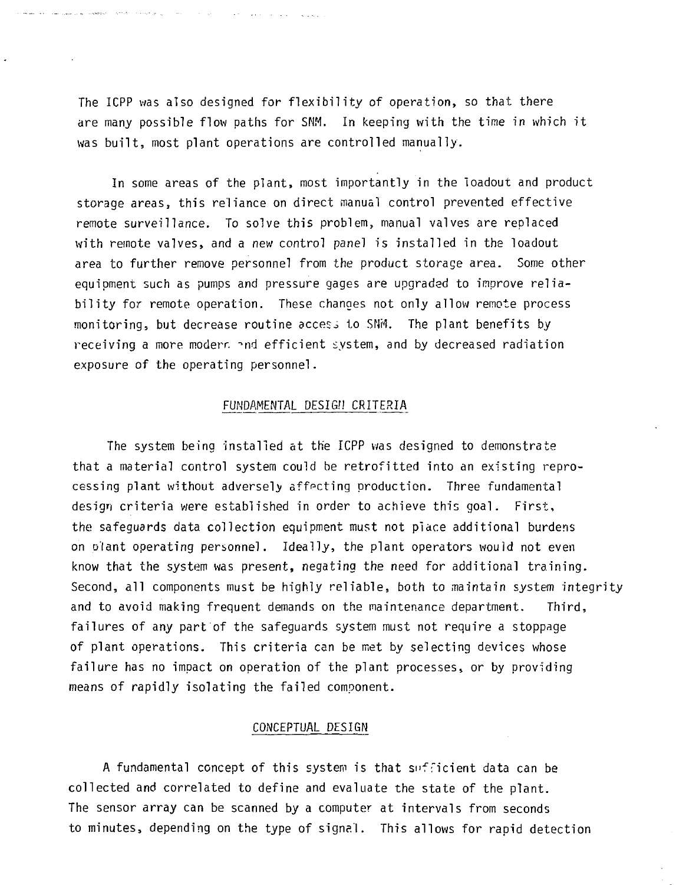The ICPP was also designed for flexibility of operation, so that there are many possible flow paths for SNM. In keeping with the time in which it was built, most plant operations are controlled manually.

In some areas of the plant, most importantly in the loadout and product storage areas, this reliance on direct manual control prevented effective remote surveillance. To solve this problem, manual valves are replaced with remote valves, and a new control panel is installed in the loadout area to further remove personnel from the product storage area. Some other equipment such as pumps and pressure gages are upgraded to improve reliability for remote operation. These changes not only allow remote process monitoring, but decrease routine access to SNM. The plant benefits by receiving a more modern and efficient system, and by decreased radiation exposure of the operating personnel.

## FUNDAMENTAL DESIGN CRITERIA

The system being installed at the ICPP was designed to demonstrate that a material control system could be retrofitted into an existing reprocessing plant without adversely affecting production. Three fundamental design criteria were established in order to achieve this goal. First, the safeguards data collection equipment must not place additional burdens on plant operating personnel. Ideally, the plant operators would not even know that the system was present, negating the need for additional training. Second, all components must be highly reliable, both to maintain system integrity and to avoid making frequent demands on the maintenance department. Third, failures of any part of the safeguards system must not require a stoppage of plant operations. This criteria can be met by selecting devices whose failure has no impact on operation of the plant processes, or by providing means of rapidly isolating the failed component.

## CONCEPTUAL DESIGN

A fundamental concept of this system is that sufficient data can be collected and correlated to define and evaluate the state of the plant. The sensor array can be scanned by a computer at intervals from seconds to minutes, depending on the type of signal. This allows for rapid detection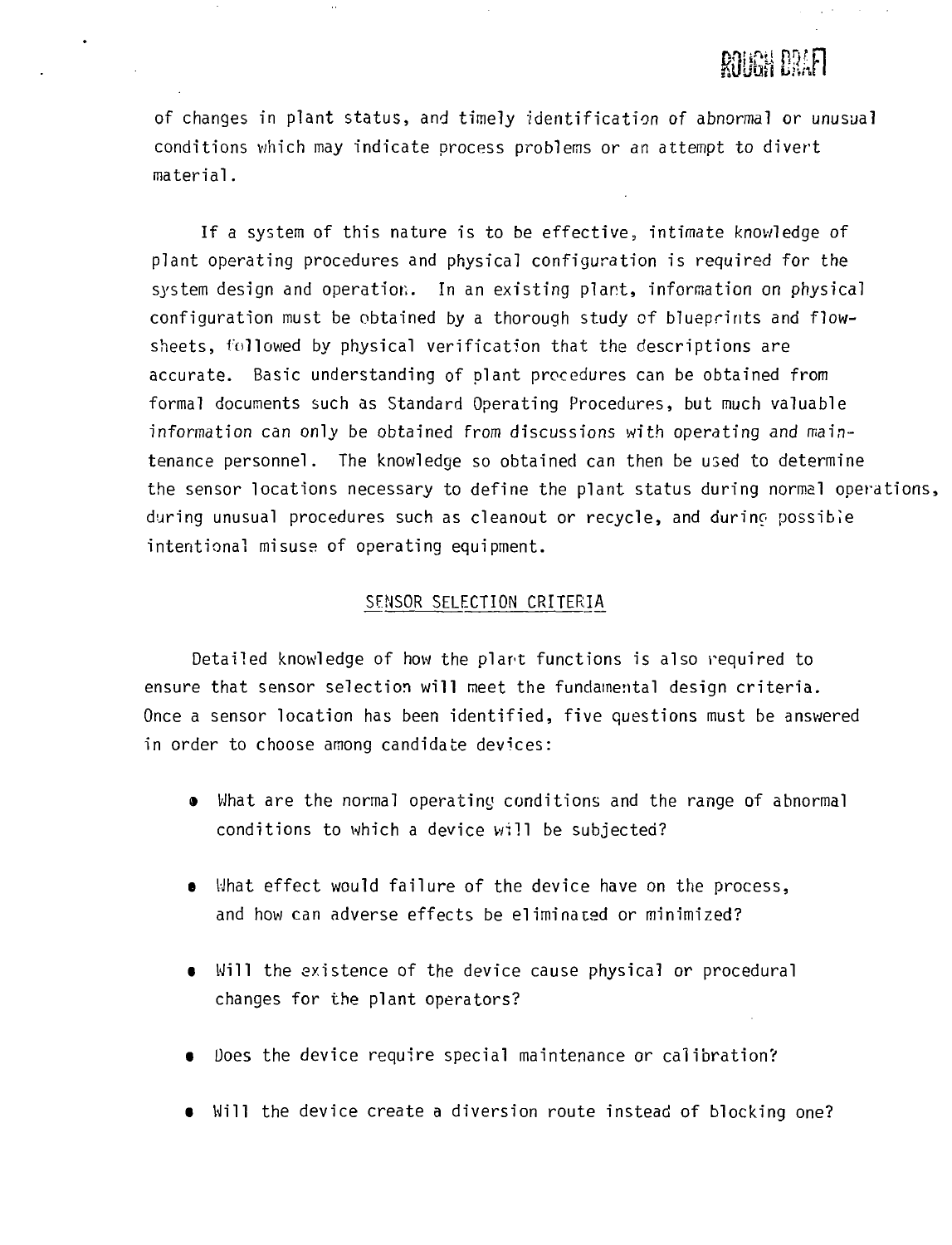ROUGH DRAFT

of changes in plant status, and timely identification of abnormal or unusual conditions which may indicate process problems or an attempt to divert material.

If a system of this nature is to be effective, intimate knowledge of plant operating procedures and physical configuration is required for the system design and operation. In an existing plant, information on physical configuration must be obtained by a thorough study of blueprints and flowsheets, followed by physical verification that the descriptions are accurate. Basic understanding of plant procedures can be obtained from formal documents such as Standard Operating Procedures, but much valuable information can only be obtained from discussions with operating and maintenance personnel. The knowledge so obtained can then be used to determine the sensor locations necessary to define the plant status during normal operations, during unusual procedures such as cleanout or recycle, and during possible intentional misuse of operating equipment.

## SENSOR SELECTION CRITERIA

Detailed knowledge of how the plant functions is also required to ensure that sensor selection will meet the fundamental design criteria. Once a sensor location has been identified, five questions must be answered in order to choose among candidate devices:

- What are the normal operating conditions and the range of abnormal conditions to which a device will be subjected?
- What effect would failure of the device have on the process, and how can adverse effects be eliminated or minimized?
- Will the existence of the device cause physical or procedural changes for the plant operators?
- Does the device require special maintenance or calibration?
- Will the device create a diversion route instead of blocking one?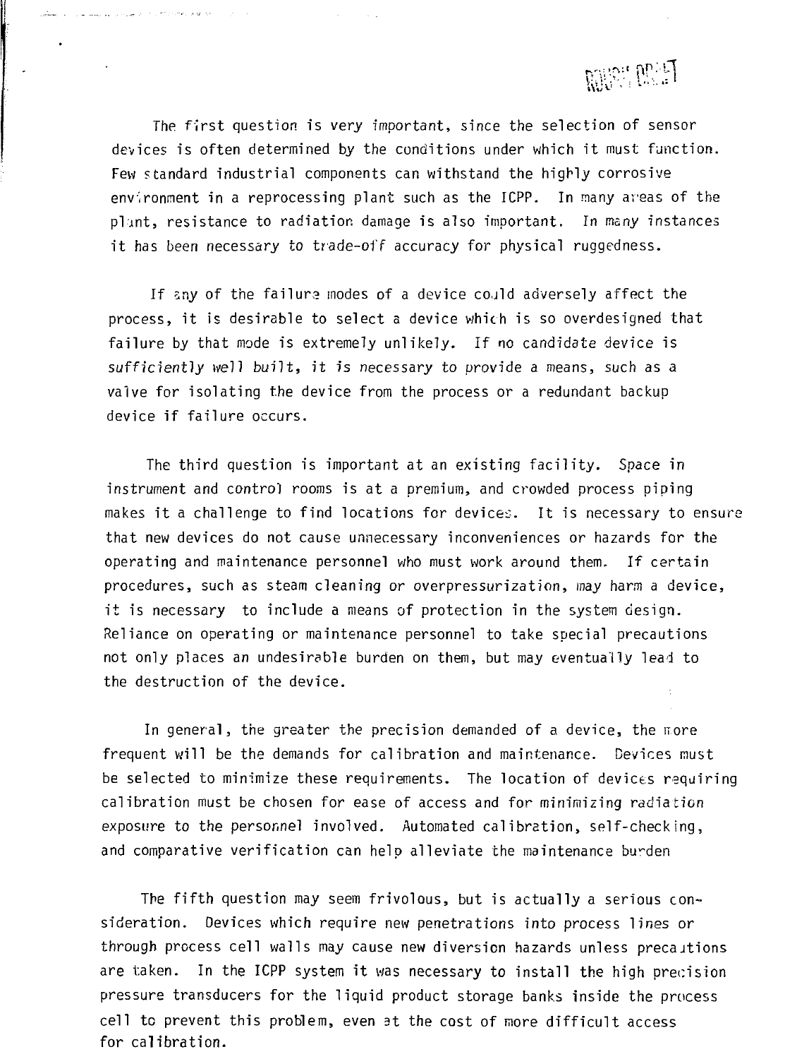The first question is very important, since the selection of sensor devices is often determined by the conditions under which it must function. Few standard industrial components can withstand the highly corrosive environment in a reprocessing plant such as the ICPP. In many areas of the plant, resistance to radiation damage is also important. In many instances it has been necessary to trade-off accuracy for physical ruggedness.

If any of the failure modes of a device could adversely affect the process, it is desirable to select a device which is so overdesigned that failure by that mode is extremely unlikely. If no candidate device is sufficiently well built, it is necessary to provide a means, such as a valve for isolating the device from the process or a redundant backup device if failure occurs.

The third question is important at an existing facility. Space in instrument and control rooms is at a premium, and crowded process piping makes it a challenge to find locations for devices. It is necessary to ensure that new devices do not cause unnecessary inconveniences or hazards for the operating and maintenance personnel who must work around them. If certain procedures, such as steam cleaning or overpressurization, may harm a device, it is necessary to include a means of protection in the system design. Reliance on operating or maintenance personnel to take special precautions not only places an undesirable burden on them, but may eventually lead to the destruction of the device.

In general, the greater the precision demanded of a device, the more frequent will be the demands for calibration and maintenance. Devices must be selected to minimize these requirements. The location of devices requiring calibration must be chosen for ease of access and for minimizing radiation exposure to the personnel involved. Automated calibration, self-checking, and comparative verification can help alleviate the maintenance burden

The fifth question may seem frivolous, but is actually a serious consideration. Devices which require new penetrations into process lines or through process cell walls may cause new diversion hazards unless precautions are taken. In the ICPP system it was necessary to install the high precision pressure transducers for the liquid product storage banks inside the process cell to prevent this problem, even at the cost of more difficult access for calibration.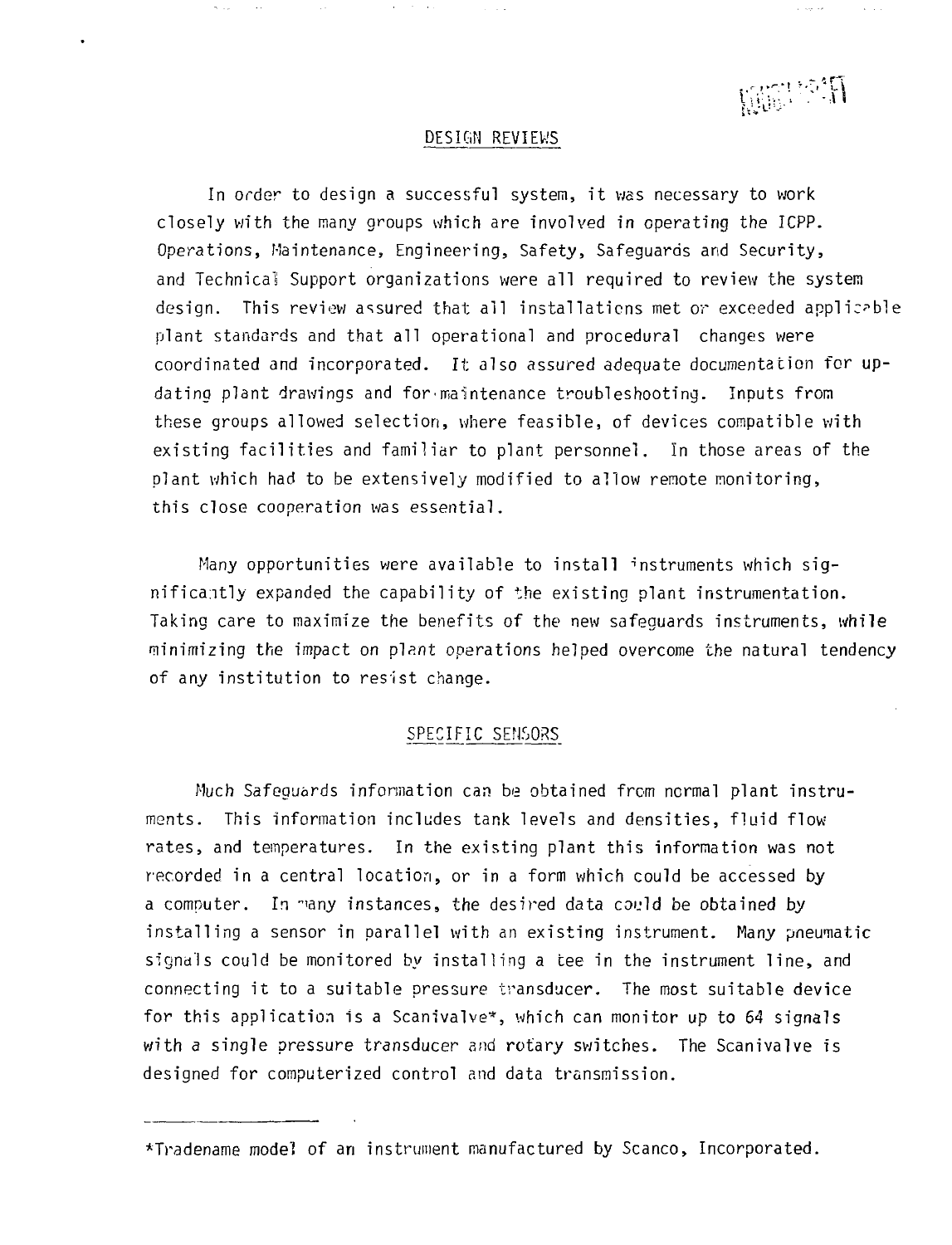## DESIGN REVIEWS

In order to design a successful system, it was necessary to work closely with the many groups which are involved in operating the ICPP. Operations, Maintenance, Engineering, Safety, Safeguards and Security, and Technical Support organizations were all required to review the system design. This review assured that all installations met or exceeded applicable plant standards and that all operational and procedural changes were coordinated and incorporated. It also assured adequate documentation for updating plant drawings and for maintenance troubleshooting. Inputs from these groups allowed selection, where feasible, of devices compatible with existing facilities and familiar to plant personnel. In those areas of the plant which had to be extensively modified to allow remote monitoring, this close cooperation was essential.

Many opportunities were available to install instruments which significantly expanded the capability of the existing plant instrumentation. Taking care to maximize the benefits of the new safeguards instruments, while minimizing the impact on plant operations helped overcome the natural tendency of any institution to resist change.

## SPECIFIC SENSORS

Much Safeguards information can be obtained from normal plant instruments. This information includes tank levels and densities, fluid flow rates, and temperatures. In the existing plant this information was not recorded in a central location, or in a form which could be accessed by a computer. In many instances, the desired data could be obtained by installing a sensor in parallel with an existing instrument. Many pneumatic signals could be monitored by installing a tee in the instrument line, and connecting it to a suitable pressure transducer. The most suitable device for this application is a Scanivalve*, which can monitor up to 64 signals with a single pressure transducer and rotary switches. The Scanivalve is designed for computerized control and data transmission.

---

*Tradename model of an instrument manufactured by Scanco, Incorporated.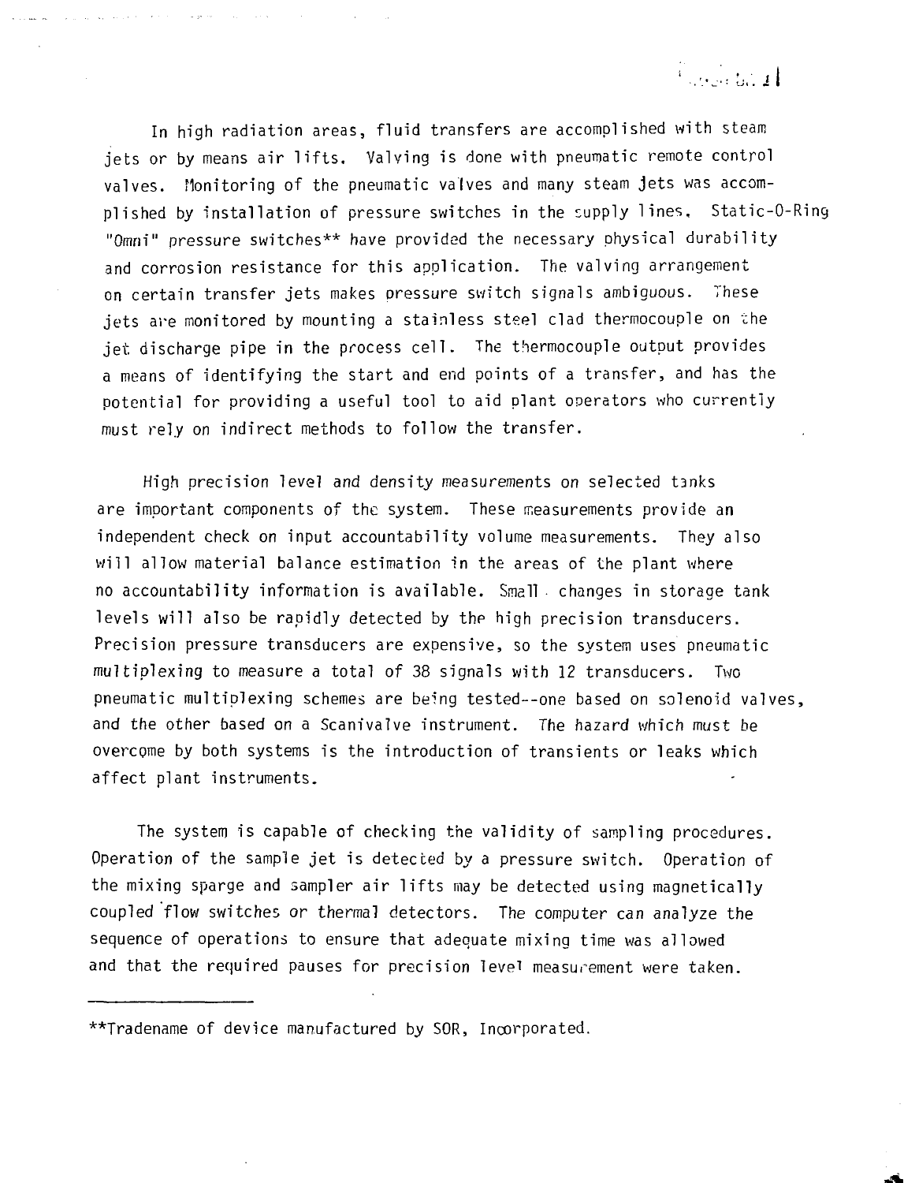In high radiation areas, fluid transfers are accomplished with steam jets or by means air lifts. Valving is done with pneumatic remote control valves. Monitoring of the pneumatic valves and many steam jets was accomplished by installation of pressure switches in the supply lines. Static-O-Ring "Omni" pressure switches** have provided the necessary physical durability and corrosion resistance for this application. The valving arrangement on certain transfer jets makes pressure switch signals ambiguous. These jets are monitored by mounting a stainless steel clad thermocouple on the jet discharge pipe in the process cell. The thermocouple output provides a means of identifying the start and end points of a transfer, and has the potential for providing a useful tool to aid plant operators who currently must rely on indirect methods to follow the transfer.

High precision level and density measurements on selected tanks are important components of the system. These measurements provide an independent check on input accountability volume measurements. They also will allow material balance estimation in the areas of the plant where no accountability information is available. Small changes in storage tank levels will also be rapidly detected by the high precision transducers. Precision pressure transducers are expensive, so the system uses pneumatic multiplexing to measure a total of 38 signals with 12 transducers. Two pneumatic multiplexing schemes are being tested--one based on solenoid valves, and the other based on a Scanivalve instrument. The hazard which must be overcome by both systems is the introduction of transients or leaks which affect plant instruments.

The system is capable of checking the validity of sampling procedures. Operation of the sample jet is detected by a pressure switch. Operation of the mixing sparge and sampler air lifts may be detected using magnetically coupled flow switches or thermal detectors. The computer can analyze the sequence of operations to ensure that adequate mixing time was allowed and that the required pauses for precision level measurement were taken.

---

**Tradename of device manufactured by SOR, Incorporated.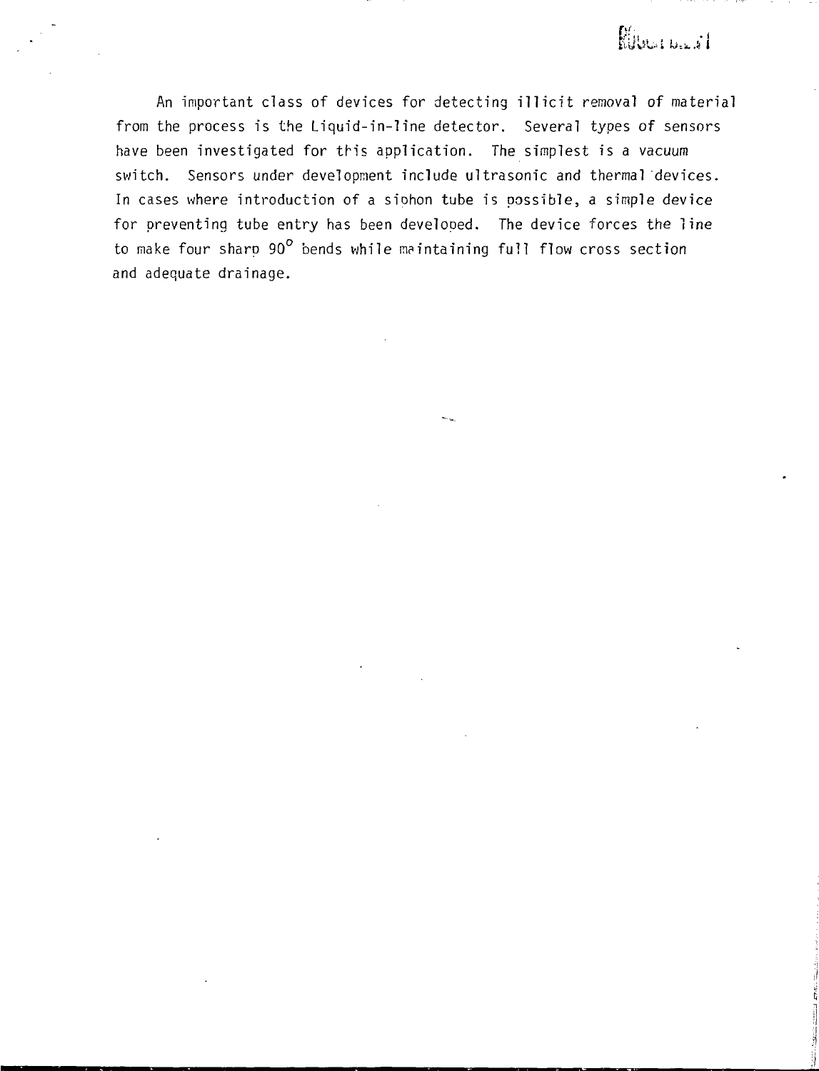An important class of devices for detecting illicit removal of material from the process is the Liquid-in-line detector. Several types of sensors have been investigated for this application. The simplest is a vacuum switch. Sensors under development include ultrasonic and thermal devices. In cases where introduction of a siphon tube is possible, a simple device for preventing tube entry has been developed. The device forces the line to make four sharp 90° bends while maintaining full flow cross section and adequate drainage.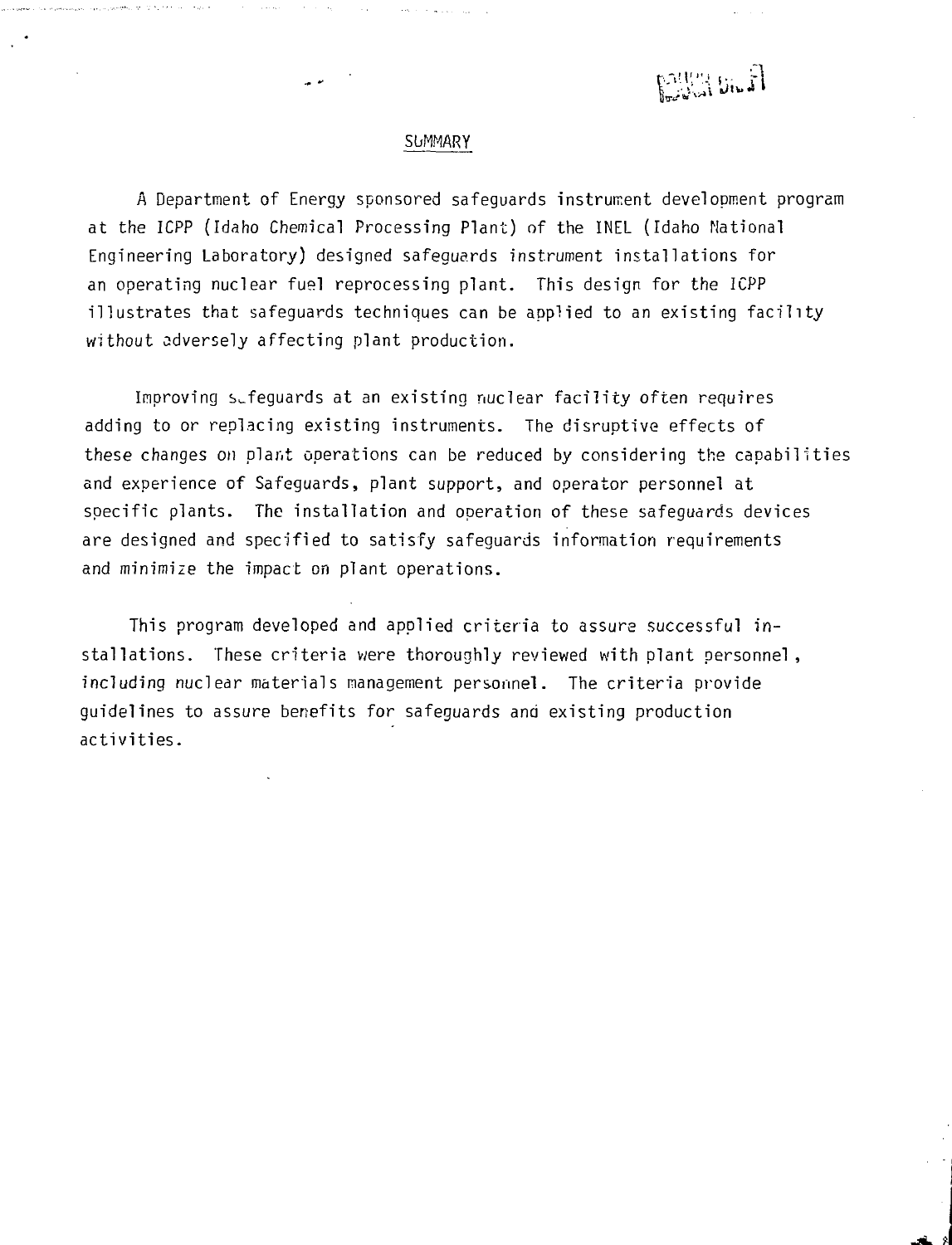## SUMMARY

A Department of Energy sponsored safeguards instrument development program at the ICPP (Idaho Chemical Processing Plant) of the INEL (Idaho National Engineering Laboratory) designed safeguards instrument installations for an operating nuclear fuel reprocessing plant. This design for the ICPP illustrates that safeguards techniques can be applied to an existing facility without adversely affecting plant production.

Improving safeguards at an existing nuclear facility often requires adding to or replacing existing instruments. The disruptive effects of these changes on plant operations can be reduced by considering the capabilities and experience of Safeguards, plant support, and operator personnel at specific plants. The installation and operation of these safeguards devices are designed and specified to satisfy safeguards information requirements and minimize the impact on plant operations.

This program developed and applied criteria to assure successful installations. These criteria were thoroughly reviewed with plant personnel, including nuclear materials management personnel. The criteria provide guidelines to assure benefits for safeguards and existing production activities.